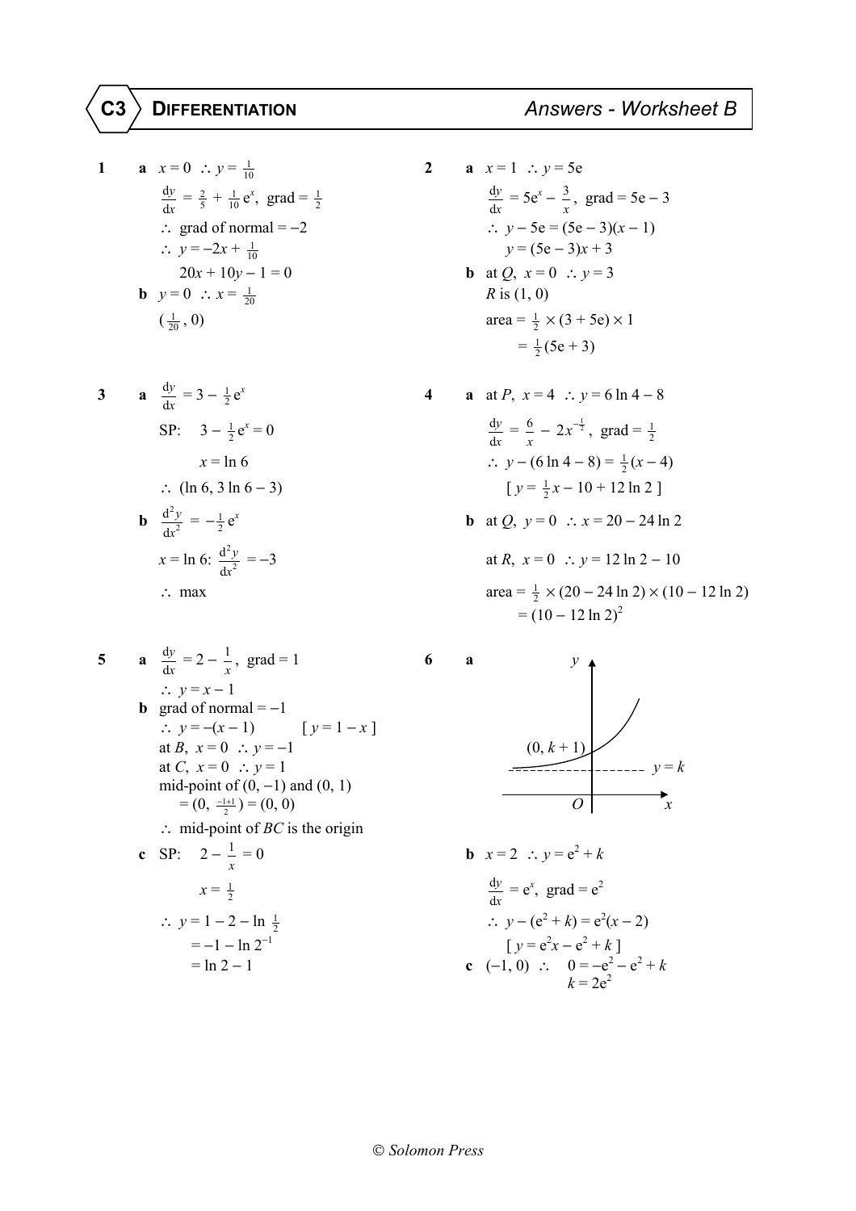# C3 DIFFERENTIATION — Answers - Worksheet B

**1** **a** $x = 0 \ \therefore\ y = \frac{1}{10}$

$\frac{dy}{dx} = \frac{2}{5} + \frac{1}{10}e^x$, grad $= \frac{1}{2}$

$\therefore$ grad of normal $= -2$

$\therefore\ y = -2x + \frac{1}{10}$

$20x + 10y - 1 = 0$

**b** $y = 0 \ \therefore\ x = \frac{1}{20}$

$(\frac{1}{20}, 0)$

**2** **a** $x = 1 \ \therefore\ y = 5e$

$\frac{dy}{dx} = 5e^x - \frac{3}{x}$, grad $= 5e - 3$

$\therefore\ y - 5e = (5e - 3)(x - 1)$

$y = (5e - 3)x + 3$

**b** at $Q$, $x = 0 \ \therefore\ y = 3$

$R$ is $(1, 0)$

area $= \frac{1}{2} \times (3 + 5e) \times 1$

$= \frac{1}{2}(5e + 3)$

**3** **a** $\frac{dy}{dx} = 3 - \frac{1}{2}e^x$

SP: $3 - \frac{1}{2}e^x = 0$

$x = \ln 6$

$\therefore\ (\ln 6, 3\ln 6 - 3)$

**b** $\frac{d^2y}{dx^2} = -\frac{1}{2}e^x$

$x = \ln 6$: $\frac{d^2y}{dx^2} = -3$

$\therefore$ max

**4** **a** at $P$, $x = 4 \ \therefore\ y = 6\ln 4 - 8$

$\frac{dy}{dx} = \frac{6}{x} - 2x^{-\frac{1}{2}}$, grad $= \frac{1}{2}$

$\therefore\ y - (6\ln 4 - 8) = \frac{1}{2}(x - 4)$

$[\ y = \frac{1}{2}x - 10 + 12\ln 2\ ]$

**b** at $Q$, $y = 0 \ \therefore\ x = 20 - 24\ln 2$

at $R$, $x = 0 \ \therefore\ y = 12\ln 2 - 10$

area $= \frac{1}{2} \times (20 - 24\ln 2) \times (10 - 12\ln 2)$

$= (10 - 12\ln 2)^2$

**5** **a** $\frac{dy}{dx} = 2 - \frac{1}{x}$, grad $= 1$

$\therefore\ y = x - 1$

**b** grad of normal $= -1$

$\therefore\ y = -(x - 1)$ $\quad [\ y = 1 - x\ ]$

at $B$, $x = 0 \ \therefore\ y = -1$

at $C$, $x = 0 \ \therefore\ y = 1$

mid-point of $(0, -1)$ and $(0, 1)$

$= (0, \frac{-1+1}{2}) = (0, 0)$

$\therefore$ mid-point of $BC$ is the origin

**c** SP: $2 - \frac{1}{x} = 0$

$x = \frac{1}{2}$

$\therefore\ y = 1 - 2 - \ln \frac{1}{2}$

$= -1 - \ln 2^{-1}$

$= \ln 2 - 1$

**6** **a** [Sketch: curve $y$ against $x$ with horizontal asymptote $y = k$, passing through $(0, k + 1)$]

**b** $x = 2 \ \therefore\ y = e^2 + k$

$\frac{dy}{dx} = e^x$, grad $= e^2$

$\therefore\ y - (e^2 + k) = e^2(x - 2)$

$[\ y = e^2x - e^2 + k\ ]$

**c** $(-1, 0)\ \therefore\ \ 0 = -e^2 - e^2 + k$

$k = 2e^2$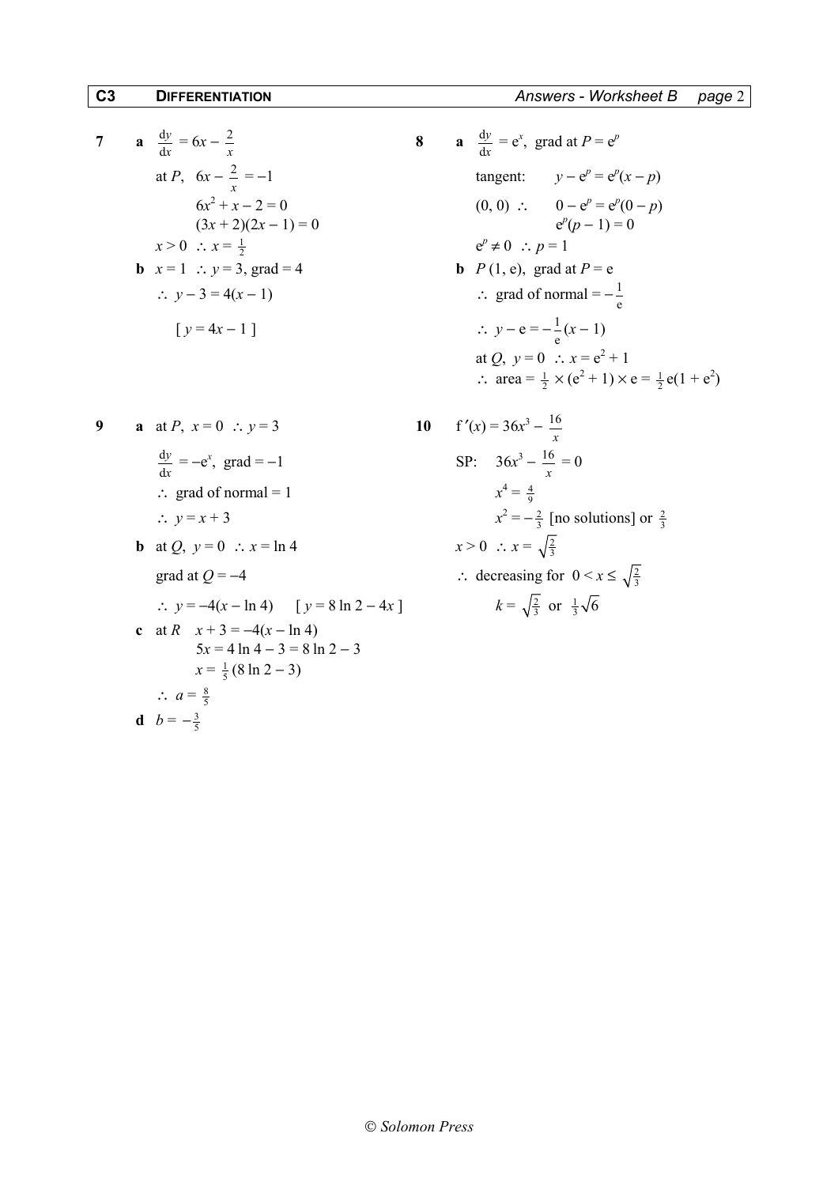**C3 DIFFERENTIATION** *Answers - Worksheet B*

**7** **a** $\frac{dy}{dx} = 6x - \frac{2}{x}$

at $P$, $6x - \frac{2}{x} = -1$

$6x^2 + x - 2 = 0$

$(3x + 2)(2x - 1) = 0$

$x > 0 \therefore x = \frac{1}{2}$

**b** $x = 1 \therefore y = 3$, grad $= 4$

$\therefore y - 3 = 4(x - 1)$

$[\ y = 4x - 1\ ]$

**8** **a** $\frac{dy}{dx} = e^x$, grad at $P = e^p$

tangent: $y - e^p = e^p(x - p)$

$(0, 0) \therefore 0 - e^p = e^p(0 - p)$

$e^p(p - 1) = 0$

$e^p \neq 0 \therefore p = 1$

**b** $P(1, e)$, grad at $P = e$

$\therefore$ grad of normal $= -\frac{1}{e}$

$\therefore y - e = -\frac{1}{e}(x - 1)$

at $Q$, $y = 0 \therefore x = e^2 + 1$

$\therefore$ area $= \frac{1}{2} \times (e^2 + 1) \times e = \frac{1}{2}e(1 + e^2)$

**9** **a** at $P$, $x = 0 \therefore y = 3$

$\frac{dy}{dx} = -e^x$, grad $= -1$

$\therefore$ grad of normal $= 1$

$\therefore y = x + 3$

**b** at $Q$, $y = 0 \therefore x = \ln 4$

grad at $Q = -4$

$\therefore y = -4(x - \ln 4)$ $[\ y = 8 \ln 2 - 4x\ ]$

**c** at $R$ $x + 3 = -4(x - \ln 4)$

$5x = 4 \ln 4 - 3 = 8 \ln 2 - 3$

$x = \frac{1}{5}(8 \ln 2 - 3)$

$\therefore a = \frac{8}{5}$

**d** $b = -\frac{3}{5}$

**10** $f'(x) = 36x^3 - \frac{16}{x}$

SP: $36x^3 - \frac{16}{x} = 0$

$x^4 = \frac{4}{9}$

$x^2 = -\frac{2}{3}$ [no solutions] or $\frac{2}{3}$

$x > 0 \therefore x = \sqrt{\frac{2}{3}}$

$\therefore$ decreasing for $0 < x \leq \sqrt{\frac{2}{3}}$

$k = \sqrt{\frac{2}{3}}$ or $\frac{1}{3}\sqrt{6}$

© Solomon Press